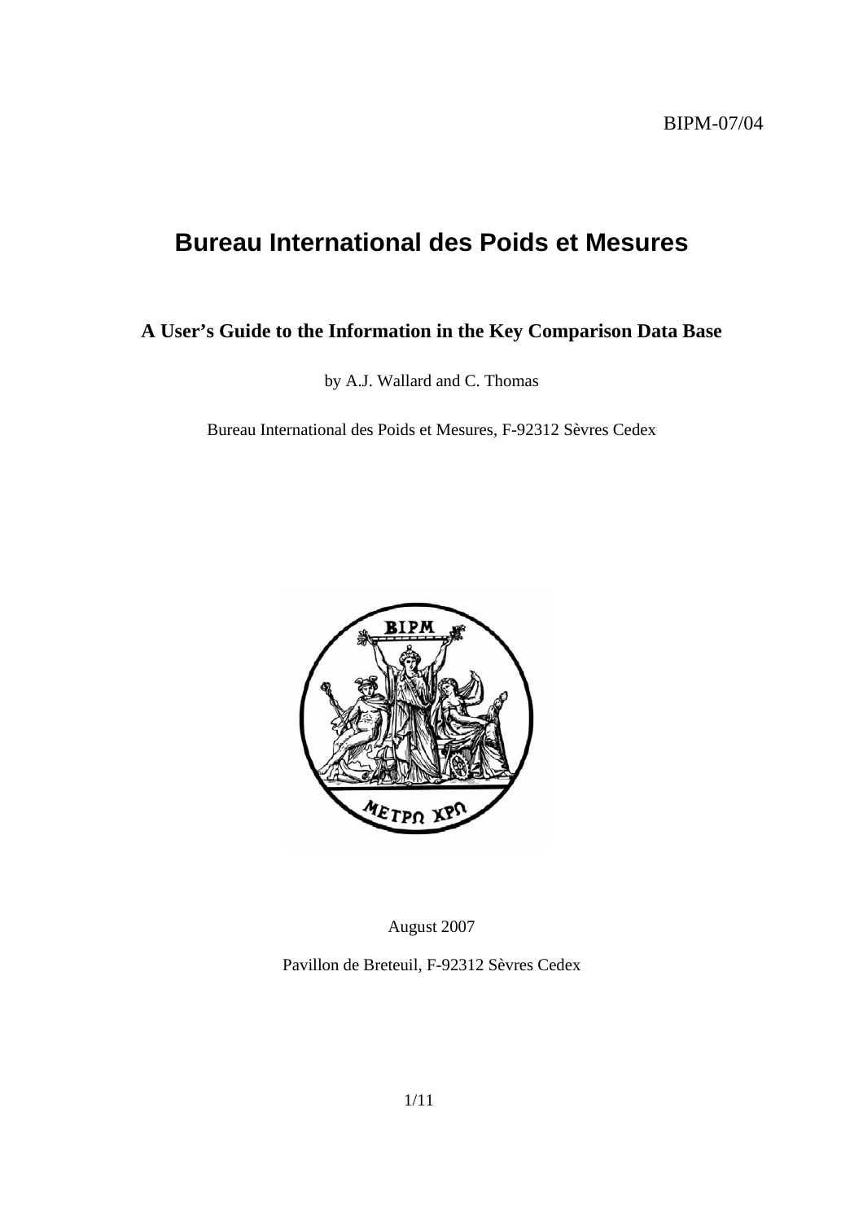BIPM-07/04

# Bureau International des Poids et Mesures

## A User's Guide to the Information in the Key Comparison Data Base

by A.J. Wallard and C. Thomas

Bureau International des Poids et Mesures, F-92312 Sèvres Cedex

August 2007

Pavillon de Breteuil, F-92312 Sèvres Cedex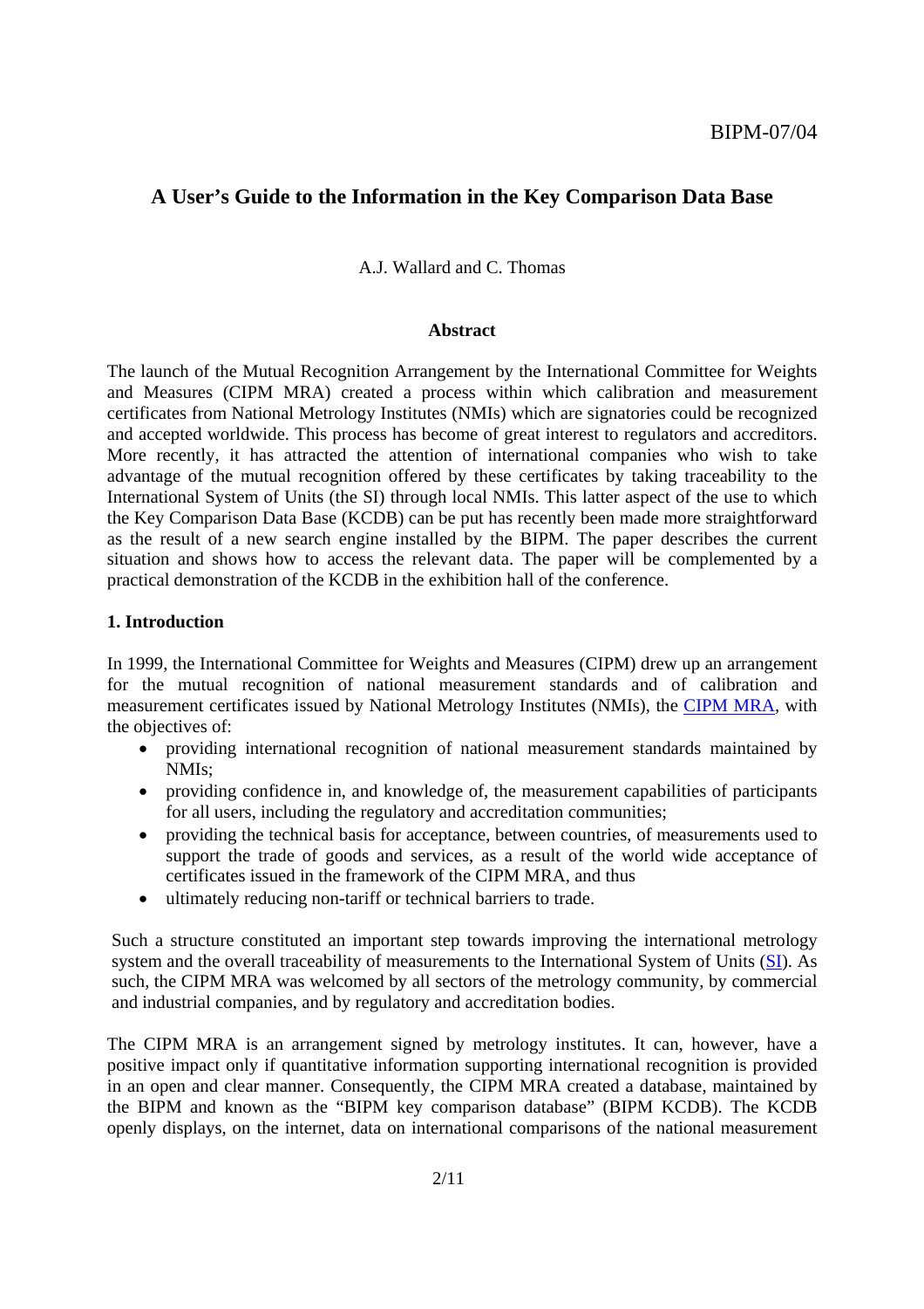BIPM-07/04

## A User's Guide to the Information in the Key Comparison Data Base

A.J. Wallard and C. Thomas

### Abstract

The launch of the Mutual Recognition Arrangement by the International Committee for Weights and Measures (CIPM MRA) created a process within which calibration and measurement certificates from National Metrology Institutes (NMIs) which are signatories could be recognized and accepted worldwide. This process has become of great interest to regulators and accreditors. More recently, it has attracted the attention of international companies who wish to take advantage of the mutual recognition offered by these certificates by taking traceability to the International System of Units (the SI) through local NMIs. This latter aspect of the use to which the Key Comparison Data Base (KCDB) can be put has recently been made more straightforward as the result of a new search engine installed by the BIPM. The paper describes the current situation and shows how to access the relevant data. The paper will be complemented by a practical demonstration of the KCDB in the exhibition hall of the conference.

### 1. Introduction

In 1999, the International Committee for Weights and Measures (CIPM) drew up an arrangement for the mutual recognition of national measurement standards and of calibration and measurement certificates issued by National Metrology Institutes (NMIs), the CIPM MRA, with the objectives of:

- providing international recognition of national measurement standards maintained by NMIs;
- providing confidence in, and knowledge of, the measurement capabilities of participants for all users, including the regulatory and accreditation communities;
- providing the technical basis for acceptance, between countries, of measurements used to support the trade of goods and services, as a result of the world wide acceptance of certificates issued in the framework of the CIPM MRA, and thus
- ultimately reducing non-tariff or technical barriers to trade.

Such a structure constituted an important step towards improving the international metrology system and the overall traceability of measurements to the International System of Units (SI). As such, the CIPM MRA was welcomed by all sectors of the metrology community, by commercial and industrial companies, and by regulatory and accreditation bodies.

The CIPM MRA is an arrangement signed by metrology institutes. It can, however, have a positive impact only if quantitative information supporting international recognition is provided in an open and clear manner. Consequently, the CIPM MRA created a database, maintained by the BIPM and known as the "BIPM key comparison database" (BIPM KCDB). The KCDB openly displays, on the internet, data on international comparisons of the national measurement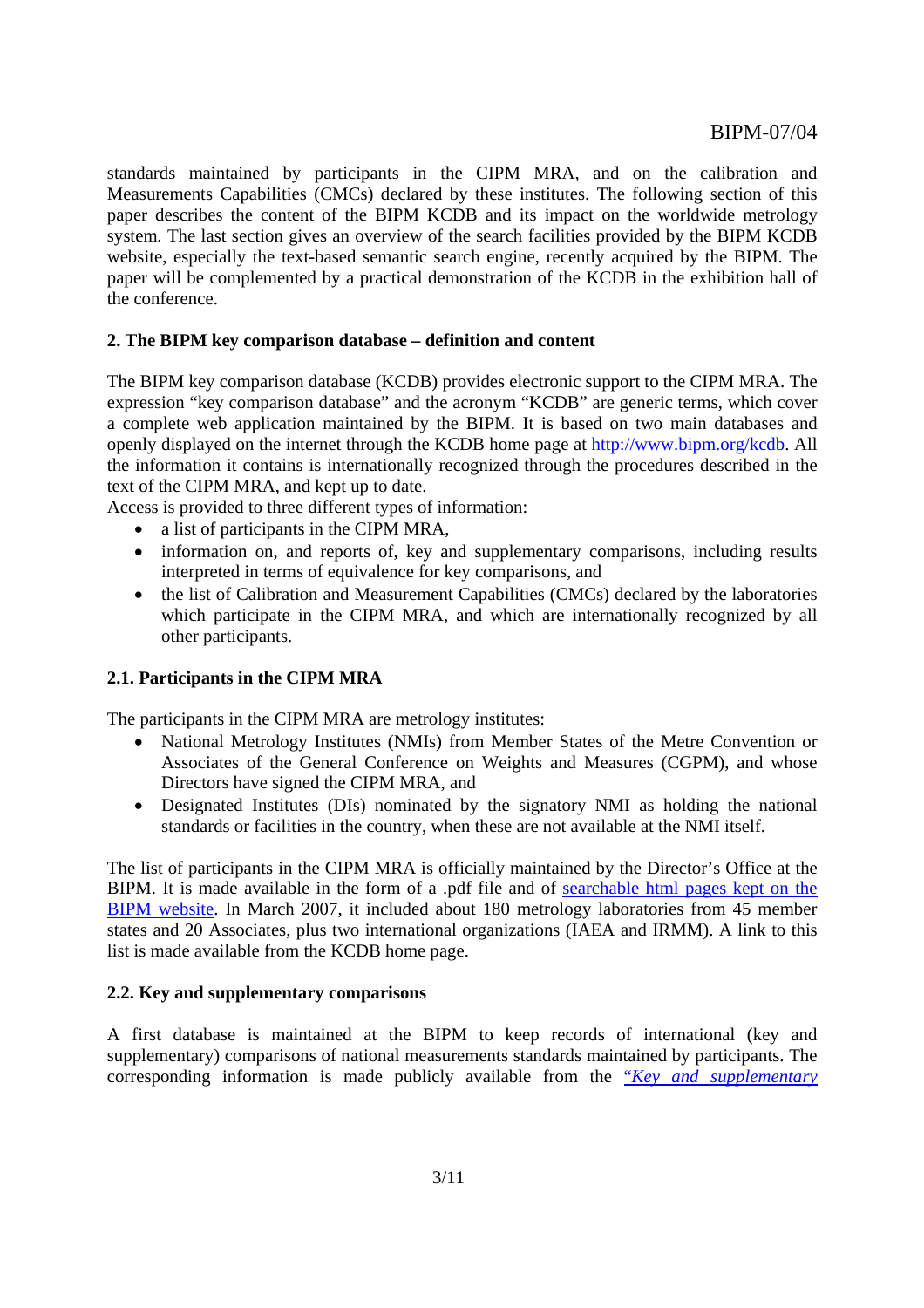standards maintained by participants in the CIPM MRA, and on the calibration and Measurements Capabilities (CMCs) declared by these institutes. The following section of this paper describes the content of the BIPM KCDB and its impact on the worldwide metrology system. The last section gives an overview of the search facilities provided by the BIPM KCDB website, especially the text-based semantic search engine, recently acquired by the BIPM. The paper will be complemented by a practical demonstration of the KCDB in the exhibition hall of the conference.

### 2. The BIPM key comparison database – definition and content

The BIPM key comparison database (KCDB) provides electronic support to the CIPM MRA. The expression "key comparison database" and the acronym "KCDB" are generic terms, which cover a complete web application maintained by the BIPM. It is based on two main databases and openly displayed on the internet through the KCDB home page at [http://www.bipm.org/kcdb](http://www.bipm.org/kcdb). All the information it contains is internationally recognized through the procedures described in the text of the CIPM MRA, and kept up to date.

Access is provided to three different types of information:

- a list of participants in the CIPM MRA,
- information on, and reports of, key and supplementary comparisons, including results interpreted in terms of equivalence for key comparisons, and
- the list of Calibration and Measurement Capabilities (CMCs) declared by the laboratories which participate in the CIPM MRA, and which are internationally recognized by all other participants.

#### 2.1. Participants in the CIPM MRA

The participants in the CIPM MRA are metrology institutes:

- National Metrology Institutes (NMIs) from Member States of the Metre Convention or Associates of the General Conference on Weights and Measures (CGPM), and whose Directors have signed the CIPM MRA, and
- Designated Institutes (DIs) nominated by the signatory NMI as holding the national standards or facilities in the country, when these are not available at the NMI itself.

The list of participants in the CIPM MRA is officially maintained by the Director's Office at the BIPM. It is made available in the form of a .pdf file and of searchable html pages kept on the BIPM website. In March 2007, it included about 180 metrology laboratories from 45 member states and 20 Associates, plus two international organizations (IAEA and IRMM). A link to this list is made available from the KCDB home page.

#### 2.2. Key and supplementary comparisons

A first database is maintained at the BIPM to keep records of international (key and supplementary) comparisons of national measurements standards maintained by participants. The corresponding information is made publicly available from the *"Key and supplementary*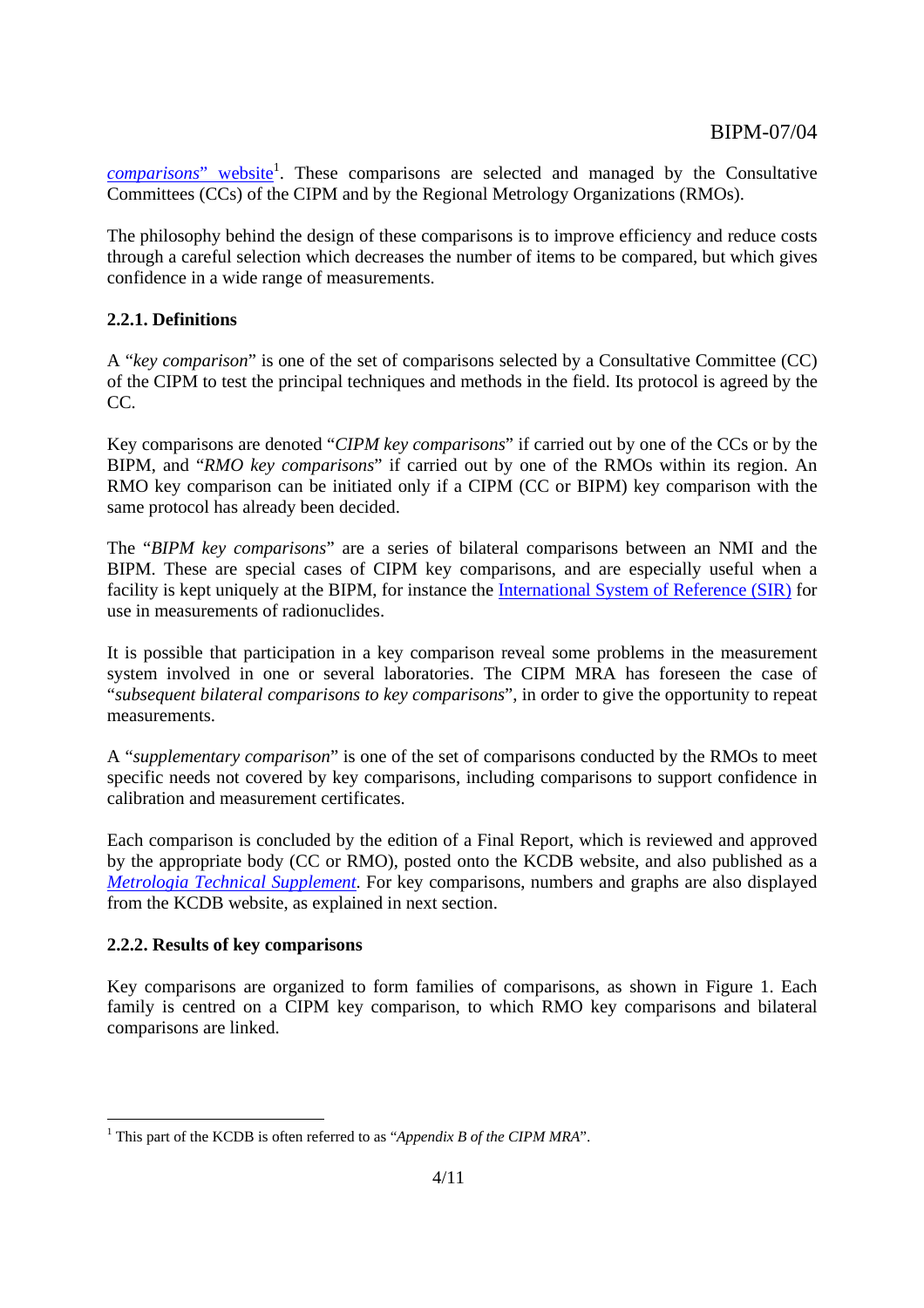*comparisons*" website[1]. These comparisons are selected and managed by the Consultative Committees (CCs) of the CIPM and by the Regional Metrology Organizations (RMOs).

The philosophy behind the design of these comparisons is to improve efficiency and reduce costs through a careful selection which decreases the number of items to be compared, but which gives confidence in a wide range of measurements.

### 2.2.1. Definitions

A "*key comparison*" is one of the set of comparisons selected by a Consultative Committee (CC) of the CIPM to test the principal techniques and methods in the field. Its protocol is agreed by the CC.

Key comparisons are denoted "*CIPM key comparisons*" if carried out by one of the CCs or by the BIPM, and "*RMO key comparisons*" if carried out by one of the RMOs within its region. An RMO key comparison can be initiated only if a CIPM (CC or BIPM) key comparison with the same protocol has already been decided.

The "*BIPM key comparisons*" are a series of bilateral comparisons between an NMI and the BIPM. These are special cases of CIPM key comparisons, and are especially useful when a facility is kept uniquely at the BIPM, for instance the International System of Reference (SIR) for use in measurements of radionuclides.

It is possible that participation in a key comparison reveal some problems in the measurement system involved in one or several laboratories. The CIPM MRA has foreseen the case of "*subsequent bilateral comparisons to key comparisons*", in order to give the opportunity to repeat measurements.

A "*supplementary comparison*" is one of the set of comparisons conducted by the RMOs to meet specific needs not covered by key comparisons, including comparisons to support confidence in calibration and measurement certificates.

Each comparison is concluded by the edition of a Final Report, which is reviewed and approved by the appropriate body (CC or RMO), posted onto the KCDB website, and also published as a *Metrologia Technical Supplement*. For key comparisons, numbers and graphs are also displayed from the KCDB website, as explained in next section.

### 2.2.2. Results of key comparisons

Key comparisons are organized to form families of comparisons, as shown in Figure 1. Each family is centred on a CIPM key comparison, to which RMO key comparisons and bilateral comparisons are linked.

[1] This part of the KCDB is often referred to as "*Appendix B of the CIPM MRA*".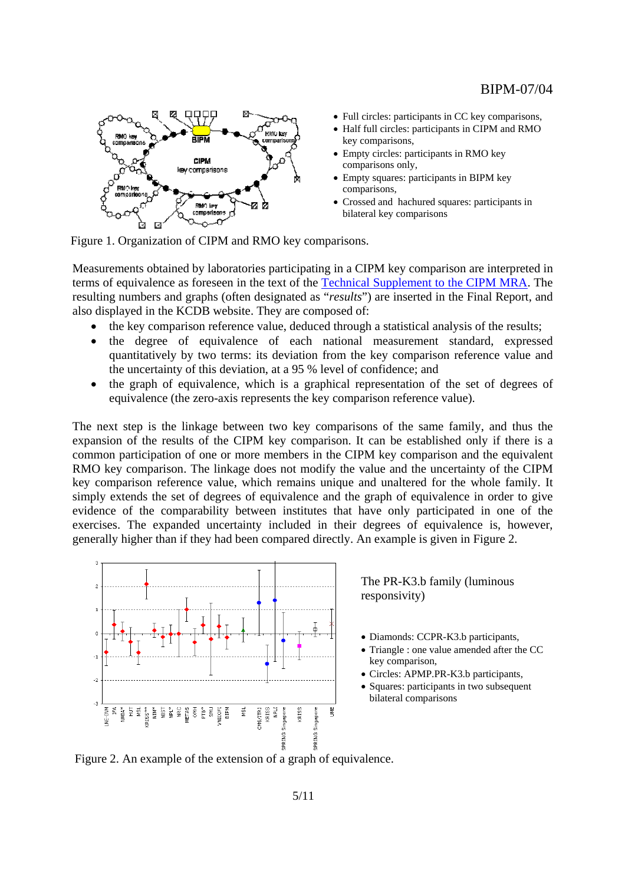- Full circles: participants in CC key comparisons,
- Half full circles: participants in CIPM and RMO key comparisons,
- Empty circles: participants in RMO key comparisons only,
- Empty squares: participants in BIPM key comparisons,
- Crossed and hachured squares: participants in bilateral key comparisons

Figure 1. Organization of CIPM and RMO key comparisons.

Measurements obtained by laboratories participating in a CIPM key comparison are interpreted in terms of equivalence as foreseen in the text of the Technical Supplement to the CIPM MRA. The resulting numbers and graphs (often designated as "*results*") are inserted in the Final Report, and also displayed in the KCDB website. They are composed of:

- the key comparison reference value, deduced through a statistical analysis of the results;
- the degree of equivalence of each national measurement standard, expressed quantitatively by two terms: its deviation from the key comparison reference value and the uncertainty of this deviation, at a 95 % level of confidence; and
- the graph of equivalence, which is a graphical representation of the set of degrees of equivalence (the zero-axis represents the key comparison reference value).

The next step is the linkage between two key comparisons of the same family, and thus the expansion of the results of the CIPM key comparison. It can be established only if there is a common participation of one or more members in the CIPM key comparison and the equivalent RMO key comparison. The linkage does not modify the value and the uncertainty of the CIPM key comparison reference value, which remains unique and unaltered for the whole family. It simply extends the set of degrees of equivalence and the graph of equivalence in order to give evidence of the comparability between institutes that have only participated in one of the exercises. The expanded uncertainty included in their degrees of equivalence is, however, generally higher than if they had been compared directly. An example is given in Figure 2.

The PR-K3.b family (luminous responsivity)

- Diamonds: CCPR-K3.b participants,
- Triangle : one value amended after the CC key comparison,
- Circles: APMP.PR-K3.b participants,
- Squares: participants in two subsequent bilateral comparisons

Figure 2. An example of the extension of a graph of equivalence.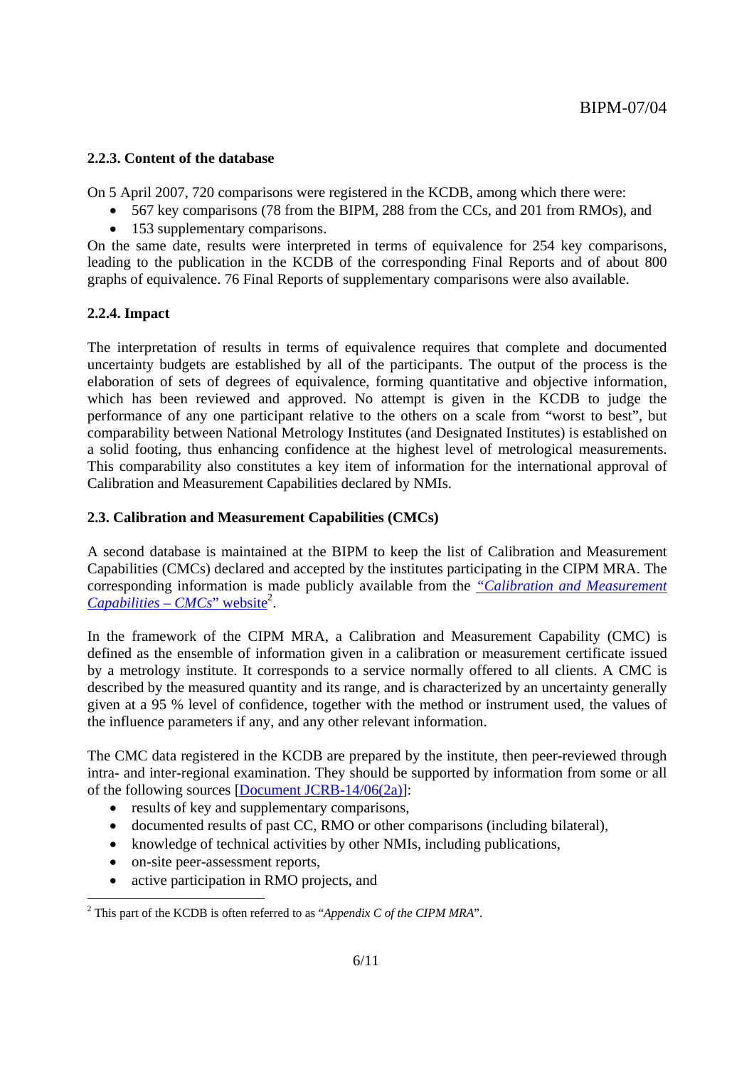### 2.2.3. Content of the database

On 5 April 2007, 720 comparisons were registered in the KCDB, among which there were:

- 567 key comparisons (78 from the BIPM, 288 from the CCs, and 201 from RMOs), and
- 153 supplementary comparisons.

On the same date, results were interpreted in terms of equivalence for 254 key comparisons, leading to the publication in the KCDB of the corresponding Final Reports and of about 800 graphs of equivalence. 76 Final Reports of supplementary comparisons were also available.

### 2.2.4. Impact

The interpretation of results in terms of equivalence requires that complete and documented uncertainty budgets are established by all of the participants. The output of the process is the elaboration of sets of degrees of equivalence, forming quantitative and objective information, which has been reviewed and approved. No attempt is given in the KCDB to judge the performance of any one participant relative to the others on a scale from "worst to best", but comparability between National Metrology Institutes (and Designated Institutes) is established on a solid footing, thus enhancing confidence at the highest level of metrological measurements. This comparability also constitutes a key item of information for the international approval of Calibration and Measurement Capabilities declared by NMIs.

### 2.3. Calibration and Measurement Capabilities (CMCs)

A second database is maintained at the BIPM to keep the list of Calibration and Measurement Capabilities (CMCs) declared and accepted by the institutes participating in the CIPM MRA. The corresponding information is made publicly available from the "*Calibration and Measurement Capabilities – CMCs*" website[2].

In the framework of the CIPM MRA, a Calibration and Measurement Capability (CMC) is defined as the ensemble of information given in a calibration or measurement certificate issued by a metrology institute. It corresponds to a service normally offered to all clients. A CMC is described by the measured quantity and its range, and is characterized by an uncertainty generally given at a 95 % level of confidence, together with the method or instrument used, the values of the influence parameters if any, and any other relevant information.

The CMC data registered in the KCDB are prepared by the institute, then peer-reviewed through intra- and inter-regional examination. They should be supported by information from some or all of the following sources [Document JCRB-14/06(2a)]:

- results of key and supplementary comparisons,
- documented results of past CC, RMO or other comparisons (including bilateral),
- knowledge of technical activities by other NMIs, including publications,
- on-site peer-assessment reports,
- active participation in RMO projects, and

---

[2] This part of the KCDB is often referred to as "*Appendix C of the CIPM MRA*".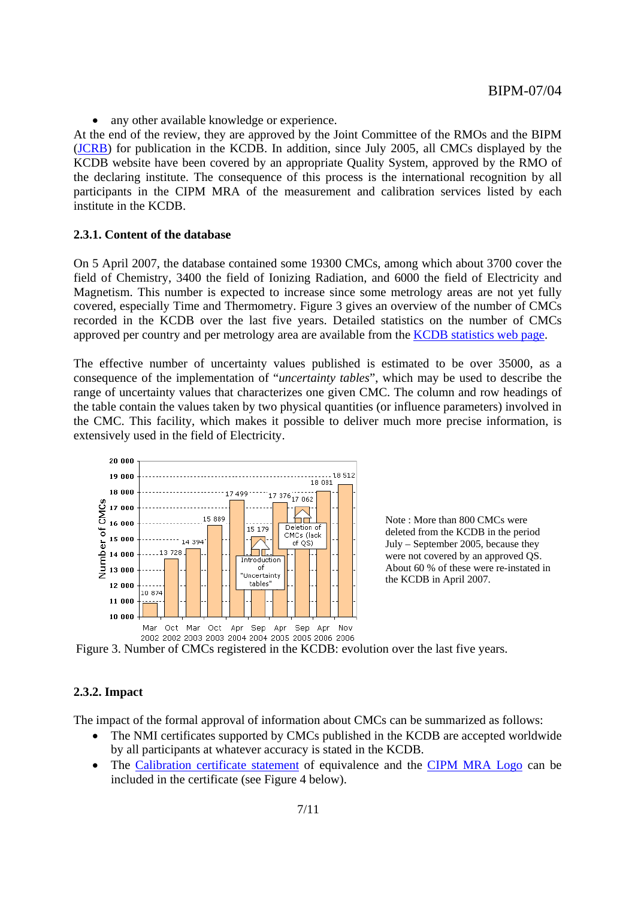- any other available knowledge or experience.

At the end of the review, they are approved by the Joint Committee of the RMOs and the BIPM (JCRB) for publication in the KCDB. In addition, since July 2005, all CMCs displayed by the KCDB website have been covered by an appropriate Quality System, approved by the RMO of the declaring institute. The consequence of this process is the international recognition by all participants in the CIPM MRA of the measurement and calibration services listed by each institute in the KCDB.

### 2.3.1. Content of the database

On 5 April 2007, the database contained some 19300 CMCs, among which about 3700 cover the field of Chemistry, 3400 the field of Ionizing Radiation, and 6000 the field of Electricity and Magnetism. This number is expected to increase since some metrology areas are not yet fully covered, especially Time and Thermometry. Figure 3 gives an overview of the number of CMCs recorded in the KCDB over the last five years. Detailed statistics on the number of CMCs approved per country and per metrology area are available from the KCDB statistics web page.

The effective number of uncertainty values published is estimated to be over 35000, as a consequence of the implementation of "*uncertainty tables*", which may be used to describe the range of uncertainty values that characterizes one given CMC. The column and row headings of the table contain the values taken by two physical quantities (or influence parameters) involved in the CMC. This facility, which makes it possible to deliver much more precise information, is extensively used in the field of Electricity.

| Date | Number of CMCs |
|---|---|
| Mar 2002 | 10 874 |
| Oct 2002 | 13 728 |
| Mar 2003 | 14 394 |
| Oct 2003 | 15 889 |
| Apr 2004 | 17 499 |
| Sep 2004 | 15 179 |
| Apr 2005 | 17 376 |
| Sep 2005 | 17 062 |
| Apr 2006 | 18 081 |
| Nov 2006 | 18 512 |

(Chart annotations: "Introduction of "Uncertainty tables"" at Sep 2004; "Deletion of CMCs (lack of QS)" at Sep 2005.)

Note : More than 800 CMCs were deleted from the KCDB in the period July – September 2005, because they were not covered by an approved QS. About 60 % of these were re-instated in the KCDB in April 2007.

Figure 3. Number of CMCs registered in the KCDB: evolution over the last five years.

### 2.3.2. Impact

The impact of the formal approval of information about CMCs can be summarized as follows:

- The NMI certificates supported by CMCs published in the KCDB are accepted worldwide by all participants at whatever accuracy is stated in the KCDB.
- The Calibration certificate statement of equivalence and the CIPM MRA Logo can be included in the certificate (see Figure 4 below).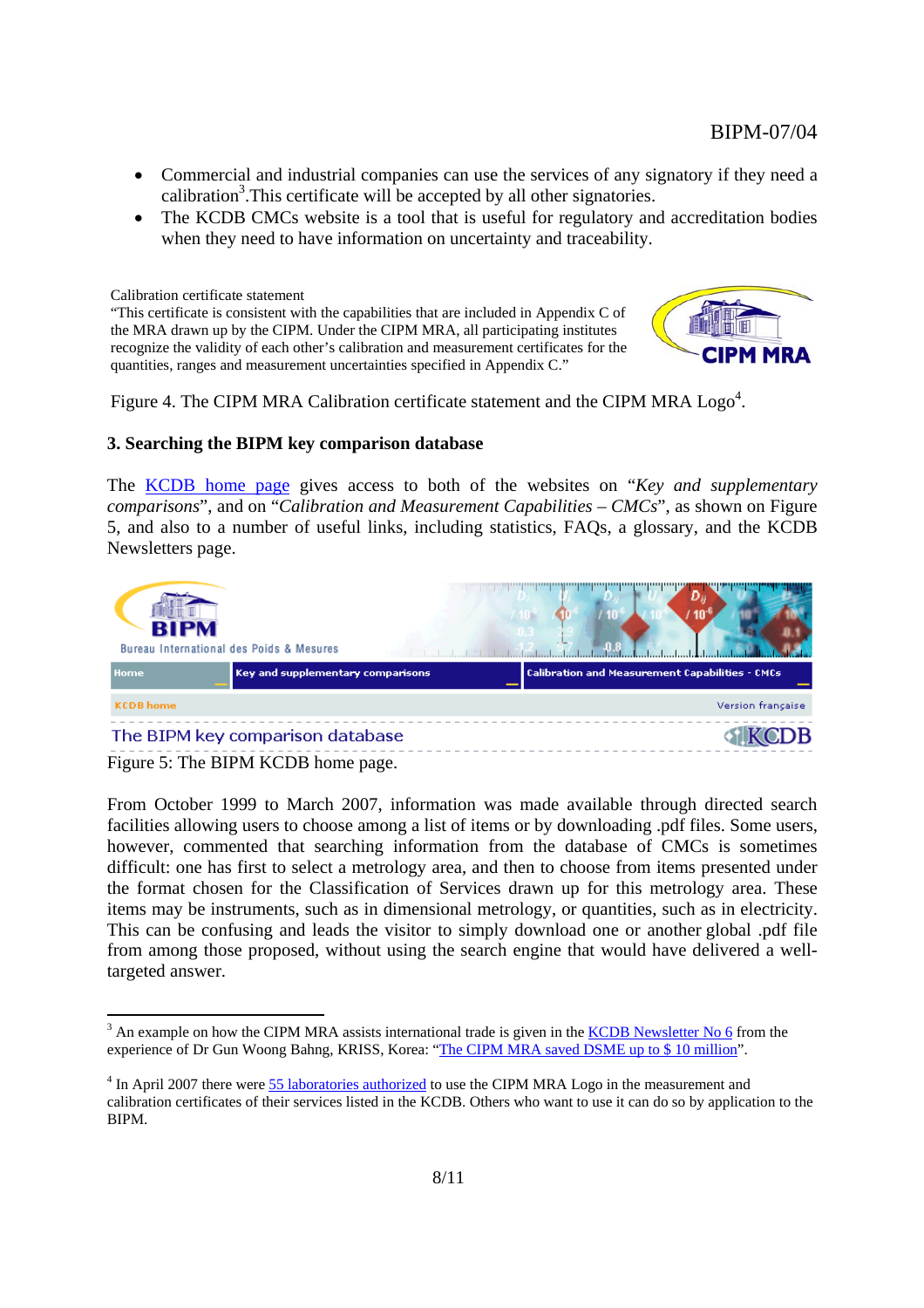- Commercial and industrial companies can use the services of any signatory if they need a calibration[3].This certificate will be accepted by all other signatories.
- The KCDB CMCs website is a tool that is useful for regulatory and accreditation bodies when they need to have information on uncertainty and traceability.

Calibration certificate statement
"This certificate is consistent with the capabilities that are included in Appendix C of the MRA drawn up by the CIPM. Under the CIPM MRA, all participating institutes recognize the validity of each other's calibration and measurement certificates for the quantities, ranges and measurement uncertainties specified in Appendix C."

Figure 4. The CIPM MRA Calibration certificate statement and the CIPM MRA Logo[4].

### 3. Searching the BIPM key comparison database

The KCDB home page gives access to both of the websites on "*Key and supplementary comparisons*", and on "*Calibration and Measurement Capabilities – CMCs*", as shown on Figure 5, and also to a number of useful links, including statistics, FAQs, a glossary, and the KCDB Newsletters page.

Figure 5: The BIPM KCDB home page.

From October 1999 to March 2007, information was made available through directed search facilities allowing users to choose among a list of items or by downloading .pdf files. Some users, however, commented that searching information from the database of CMCs is sometimes difficult: one has first to select a metrology area, and then to choose from items presented under the format chosen for the Classification of Services drawn up for this metrology area. These items may be instruments, such as in dimensional metrology, or quantities, such as in electricity. This can be confusing and leads the visitor to simply download one or another global .pdf file from among those proposed, without using the search engine that would have delivered a well-targeted answer.

---

[3] An example on how the CIPM MRA assists international trade is given in the KCDB Newsletter No 6 from the experience of Dr Gun Woong Bahng, KRISS, Korea: "The CIPM MRA saved DSME up to $ 10 million".

[4] In April 2007 there were 55 laboratories authorized to use the CIPM MRA Logo in the measurement and calibration certificates of their services listed in the KCDB. Others who want to use it can do so by application to the BIPM.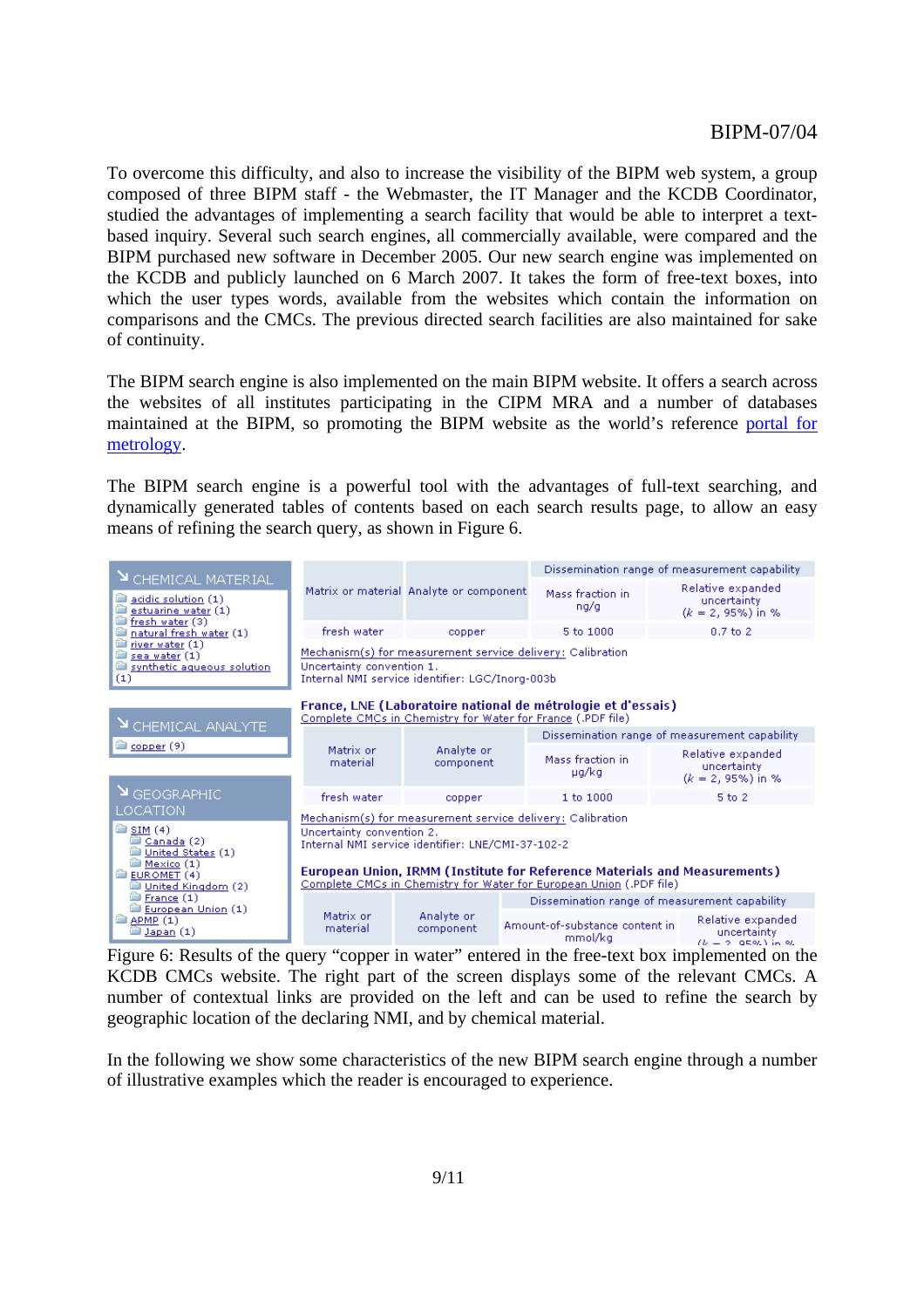To overcome this difficulty, and also to increase the visibility of the BIPM web system, a group composed of three BIPM staff - the Webmaster, the IT Manager and the KCDB Coordinator, studied the advantages of implementing a search facility that would be able to interpret a text-based inquiry. Several such search engines, all commercially available, were compared and the BIPM purchased new software in December 2005. Our new search engine was implemented on the KCDB and publicly launched on 6 March 2007. It takes the form of free-text boxes, into which the user types words, available from the websites which contain the information on comparisons and the CMCs. The previous directed search facilities are also maintained for sake of continuity.

The BIPM search engine is also implemented on the main BIPM website. It offers a search across the websites of all institutes participating in the CIPM MRA and a number of databases maintained at the BIPM, so promoting the BIPM website as the world's reference portal for metrology.

The BIPM search engine is a powerful tool with the advantages of full-text searching, and dynamically generated tables of contents based on each search results page, to allow an easy means of refining the search query, as shown in Figure 6.

**CHEMICAL MATERIAL**

- acidic solution (1)
- estuarine water (1)
- fresh water (3)
- natural fresh water (1)
- river water (1)
- sea water (1)
- synthetic aqueous solution (1)

**CHEMICAL ANALYTE**

- copper (9)

**GEOGRAPHIC LOCATION**

- SIM (4)
  - Canada (2)
  - United States (1)
  - Mexico (1)
- EUROMET (4)
  - United Kingdom (2)
  - France (1)
  - European Union (1)
- APMP (1)
  - Japan (1)

| Matrix or material | Analyte or component | Dissemination range of measurement capability | |
|---|---|---|---|
| | | Mass fraction in ng/g | Relative expanded uncertainty ($k$ = 2, 95%) in % |
| fresh water | copper | 5 to 1000 | 0.7 to 2 |

Mechanism(s) for measurement service delivery: Calibration
Uncertainty convention 1.
Internal NMI service identifier: LGC/Inorg-003b

**France, LNE (Laboratoire national de métrologie et d'essais)**
Complete CMCs in Chemistry for Water for France (.PDF file)

| Matrix or material | Analyte or component | Dissemination range of measurement capability | |
|---|---|---|---|
| | | Mass fraction in µg/kg | Relative expanded uncertainty ($k$ = 2, 95%) in % |
| fresh water | copper | 1 to 1000 | 5 to 2 |

Mechanism(s) for measurement service delivery: Calibration
Uncertainty convention 2.
Internal NMI service identifier: LNE/CMI-37-102-2

**European Union, IRMM (Institute for Reference Materials and Measurements)**
Complete CMCs in Chemistry for Water for European Union (.PDF file)

| Matrix or material | Analyte or component | Dissemination range of measurement capability | |
|---|---|---|---|
| | | Amount-of-substance content in mmol/kg | Relative expanded uncertainty ($k$ = 2, 95%) in % |

Figure 6: Results of the query "copper in water" entered in the free-text box implemented on the KCDB CMCs website. The right part of the screen displays some of the relevant CMCs. A number of contextual links are provided on the left and can be used to refine the search by geographic location of the declaring NMI, and by chemical material.

In the following we show some characteristics of the new BIPM search engine through a number of illustrative examples which the reader is encouraged to experience.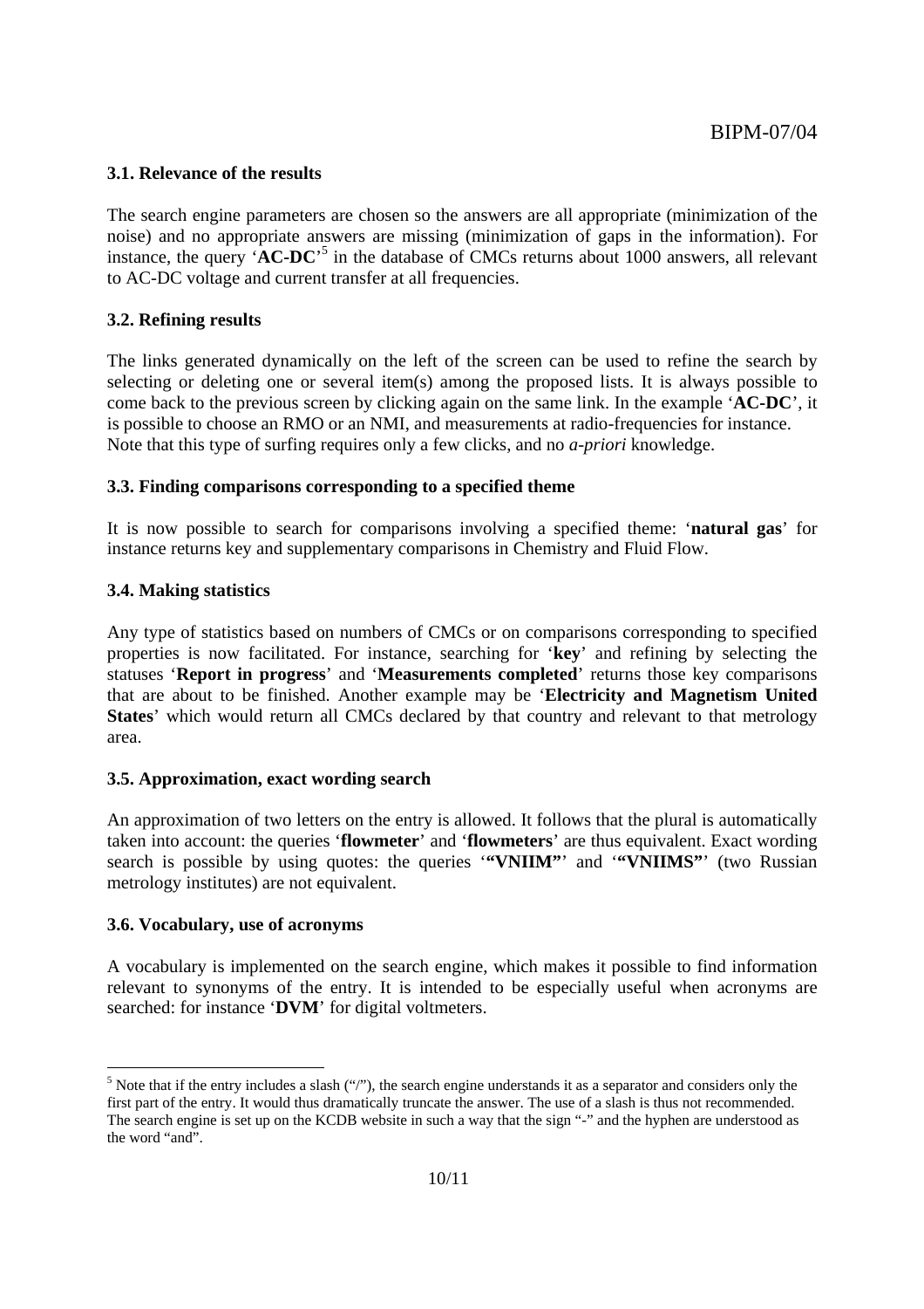### 3.1. Relevance of the results

The search engine parameters are chosen so the answers are all appropriate (minimization of the noise) and no appropriate answers are missing (minimization of gaps in the information). For instance, the query '**AC-DC**'[5] in the database of CMCs returns about 1000 answers, all relevant to AC-DC voltage and current transfer at all frequencies.

### 3.2. Refining results

The links generated dynamically on the left of the screen can be used to refine the search by selecting or deleting one or several item(s) among the proposed lists. It is always possible to come back to the previous screen by clicking again on the same link. In the example '**AC-DC**', it is possible to choose an RMO or an NMI, and measurements at radio-frequencies for instance. Note that this type of surfing requires only a few clicks, and no *a-priori* knowledge.

### 3.3. Finding comparisons corresponding to a specified theme

It is now possible to search for comparisons involving a specified theme: '**natural gas**' for instance returns key and supplementary comparisons in Chemistry and Fluid Flow.

### 3.4. Making statistics

Any type of statistics based on numbers of CMCs or on comparisons corresponding to specified properties is now facilitated. For instance, searching for '**key**' and refining by selecting the statuses '**Report in progress**' and '**Measurements completed**' returns those key comparisons that are about to be finished. Another example may be '**Electricity and Magnetism United States**' which would return all CMCs declared by that country and relevant to that metrology area.

### 3.5. Approximation, exact wording search

An approximation of two letters on the entry is allowed. It follows that the plural is automatically taken into account: the queries '**flowmeter**' and '**flowmeters**' are thus equivalent. Exact wording search is possible by using quotes: the queries '**"VNIIM"**' and '**"VNIIMS"**' (two Russian metrology institutes) are not equivalent.

### 3.6. Vocabulary, use of acronyms

A vocabulary is implemented on the search engine, which makes it possible to find information relevant to synonyms of the entry. It is intended to be especially useful when acronyms are searched: for instance '**DVM**' for digital voltmeters.

---

[5] Note that if the entry includes a slash ("/"), the search engine understands it as a separator and considers only the first part of the entry. It would thus dramatically truncate the answer. The use of a slash is thus not recommended. The search engine is set up on the KCDB website in such a way that the sign "-" and the hyphen are understood as the word "and".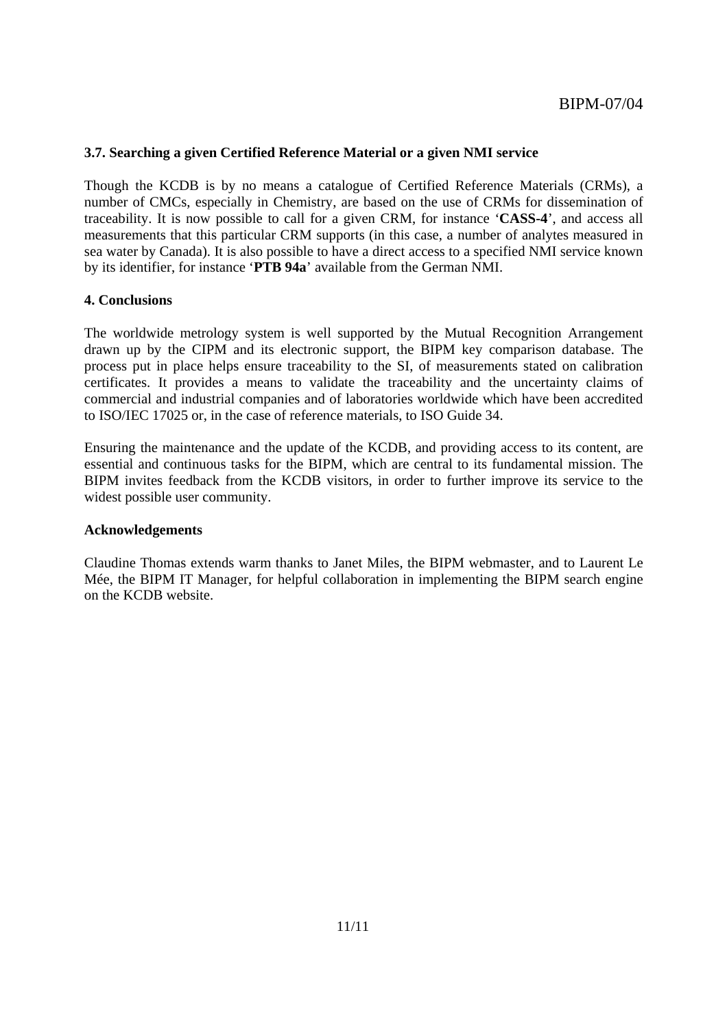### 3.7. Searching a given Certified Reference Material or a given NMI service

Though the KCDB is by no means a catalogue of Certified Reference Materials (CRMs), a number of CMCs, especially in Chemistry, are based on the use of CRMs for dissemination of traceability. It is now possible to call for a given CRM, for instance '**CASS-4**', and access all measurements that this particular CRM supports (in this case, a number of analytes measured in sea water by Canada). It is also possible to have a direct access to a specified NMI service known by its identifier, for instance '**PTB 94a**' available from the German NMI.

### 4. Conclusions

The worldwide metrology system is well supported by the Mutual Recognition Arrangement drawn up by the CIPM and its electronic support, the BIPM key comparison database. The process put in place helps ensure traceability to the SI, of measurements stated on calibration certificates. It provides a means to validate the traceability and the uncertainty claims of commercial and industrial companies and of laboratories worldwide which have been accredited to ISO/IEC 17025 or, in the case of reference materials, to ISO Guide 34.

Ensuring the maintenance and the update of the KCDB, and providing access to its content, are essential and continuous tasks for the BIPM, which are central to its fundamental mission. The BIPM invites feedback from the KCDB visitors, in order to further improve its service to the widest possible user community.

### Acknowledgements

Claudine Thomas extends warm thanks to Janet Miles, the BIPM webmaster, and to Laurent Le Mée, the BIPM IT Manager, for helpful collaboration in implementing the BIPM search engine on the KCDB website.